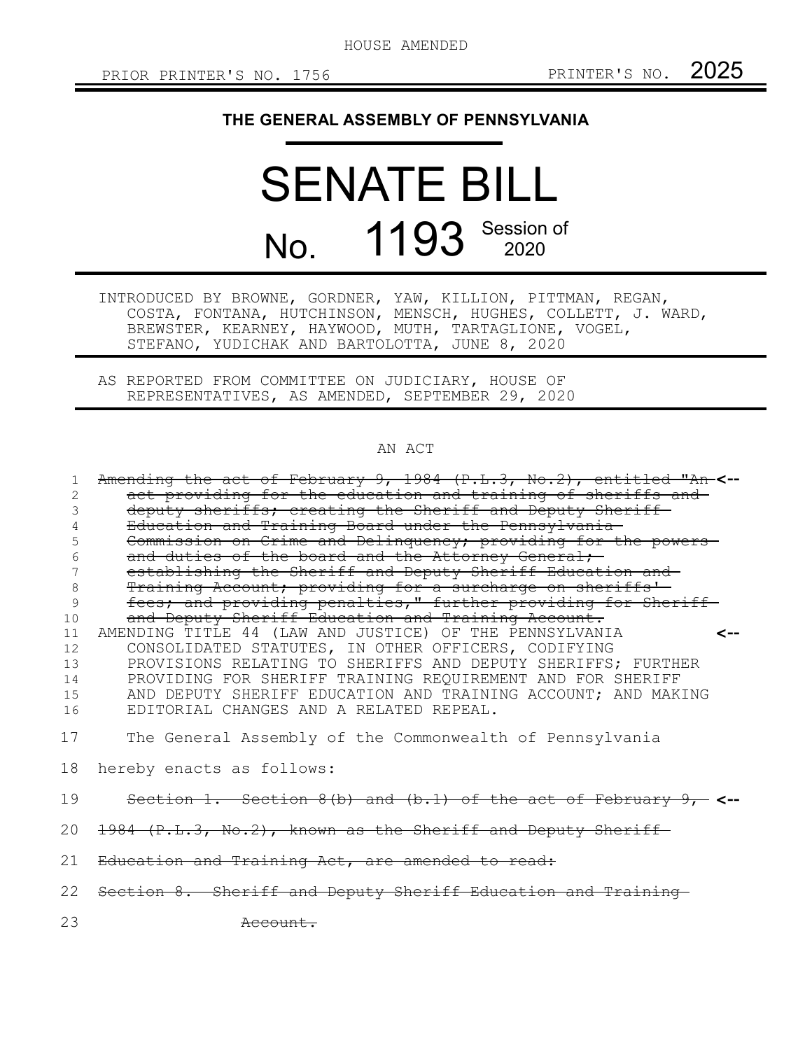HOUSE AMENDED

PRIOR PRINTER'S NO. 1756 PRINTER'S NO. 2025

## THE GENERAL ASSEMBLY OF PENNSYLVANIA

# SENATE BILL

# No. 1193 Session of 2020

INTRODUCED BY BROWNE, GORDNER, YAW, KILLION, PITTMAN, REGAN, COSTA, FONTANA, HUTCHINSON, MENSCH, HUGHES, COLLETT, J. WARD, BREWSTER, KEARNEY, HAYWOOD, MUTH, TARTAGLIONE, VOGEL, STEFANO, YUDICHAK AND BARTOLOTTA, JUNE 8, 2020

AS REPORTED FROM COMMITTEE ON JUDICIARY, HOUSE OF REPRESENTATIVES, AS AMENDED, SEPTEMBER 29, 2020

AN ACT

~~Amending the act of February 9, 1984 (P.L.3, No.2), entitled "An act providing for the education and training of sheriffs and deputy sheriffs; creating the Sheriff and Deputy Sheriff Education and Training Board under the Pennsylvania Commission on Crime and Delinquency; providing for the powers and duties of the board and the Attorney General; establishing the Sheriff and Deputy Sheriff Education and Training Account; providing for a surcharge on sheriffs' fees; and providing penalties," further providing for Sheriff and Deputy Sheriff Education and Training Account.~~ <--

AMENDING TITLE 44 (LAW AND JUSTICE) OF THE PENNSYLVANIA CONSOLIDATED STATUTES, IN OTHER OFFICERS, CODIFYING PROVISIONS RELATING TO SHERIFFS AND DEPUTY SHERIFFS; FURTHER PROVIDING FOR SHERIFF TRAINING REQUIREMENT AND FOR SHERIFF AND DEPUTY SHERIFF EDUCATION AND TRAINING ACCOUNT; AND MAKING EDITORIAL CHANGES AND A RELATED REPEAL. <--

The General Assembly of the Commonwealth of Pennsylvania hereby enacts as follows:

~~Section 1. Section 8(b) and (b.1) of the act of February 9, 1984 (P.L.3, No.2), known as the Sheriff and Deputy Sheriff Education and Training Act, are amended to read:~~ <--

~~Section 8. Sheriff and Deputy Sheriff Education and Training Account.~~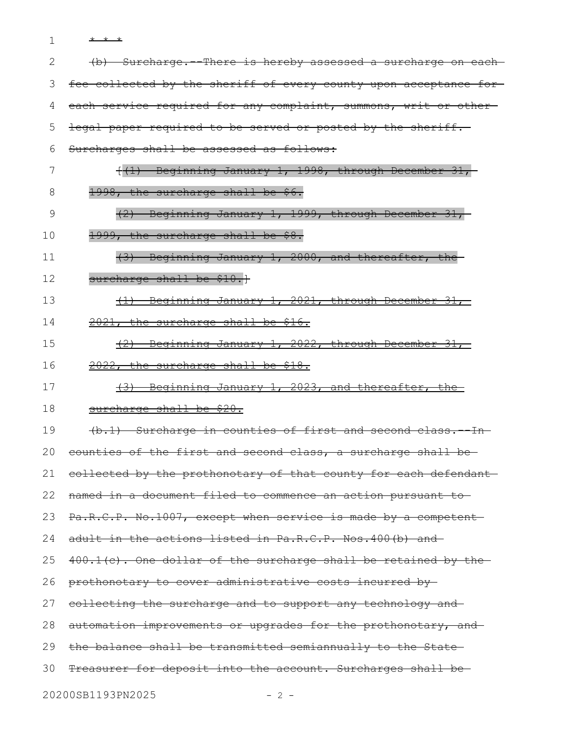* * *

(b) Surcharge.--There is hereby assessed a surcharge on each fee collected by the sheriff of every county upon acceptance for each service required for any complaint, summons, writ or other legal paper required to be served or posted by the sheriff. Surcharges shall be assessed as follows:

[(1) Beginning January 1, 1998, through December 31, 1998, the surcharge shall be $6.

(2) Beginning January 1, 1999, through December 31, 1999, the surcharge shall be $8.

(3) Beginning January 1, 2000, and thereafter, the surcharge shall be $10.]

(1) Beginning January 1, 2021, through December 31, 2021, the surcharge shall be $16.

(2) Beginning January 1, 2022, through December 31, 2022, the surcharge shall be $18.

(3) Beginning January 1, 2023, and thereafter, the surcharge shall be $20.

(b.1) Surcharge in counties of first and second class.--In counties of the first and second class, a surcharge shall be collected by the prothonotary of that county for each defendant named in a document filed to commence an action pursuant to Pa.R.C.P. No.1007, except when service is made by a competent adult in the actions listed in Pa.R.C.P. Nos.400(b) and 400.1(c). One dollar of the surcharge shall be retained by the prothonotary to cover administrative costs incurred by collecting the surcharge and to support any technology and automation improvements or upgrades for the prothonotary, and the balance shall be transmitted semiannually to the State Treasurer for deposit into the account. Surcharges shall be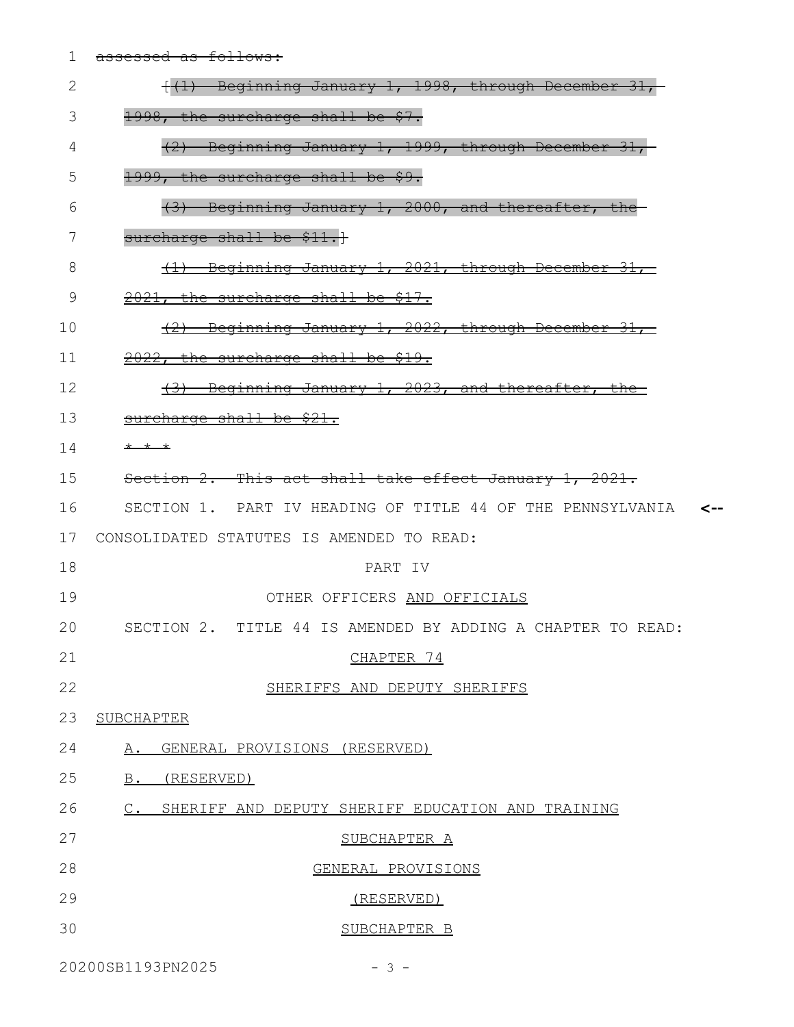~~assessed as follows:~~

~~[(1) Beginning January 1, 1998, through December 31, 1998, the surcharge shall be $7.~~

~~(2) Beginning January 1, 1999, through December 31, 1999, the surcharge shall be $9.~~

~~(3) Beginning January 1, 2000, and thereafter, the surcharge shall be $11.]~~

~~(1) Beginning January 1, 2021, through December 31, 2021, the surcharge shall be $17.~~

~~(2) Beginning January 1, 2022, through December 31, 2022, the surcharge shall be $19.~~

~~(3) Beginning January 1, 2023, and thereafter, the surcharge shall be $21.~~

~~* * *~~

~~Section 2. This act shall take effect January 1, 2021.~~

SECTION 1. PART IV HEADING OF TITLE 44 OF THE PENNSYLVANIA CONSOLIDATED STATUTES IS AMENDED TO READ:

PART IV

OTHER OFFICERS AND OFFICIALS

SECTION 2. TITLE 44 IS AMENDED BY ADDING A CHAPTER TO READ:

CHAPTER 74

SHERIFFS AND DEPUTY SHERIFFS

SUBCHAPTER

A. GENERAL PROVISIONS (RESERVED)

B. (RESERVED)

C. SHERIFF AND DEPUTY SHERIFF EDUCATION AND TRAINING

SUBCHAPTER A

GENERAL PROVISIONS

(RESERVED)

SUBCHAPTER B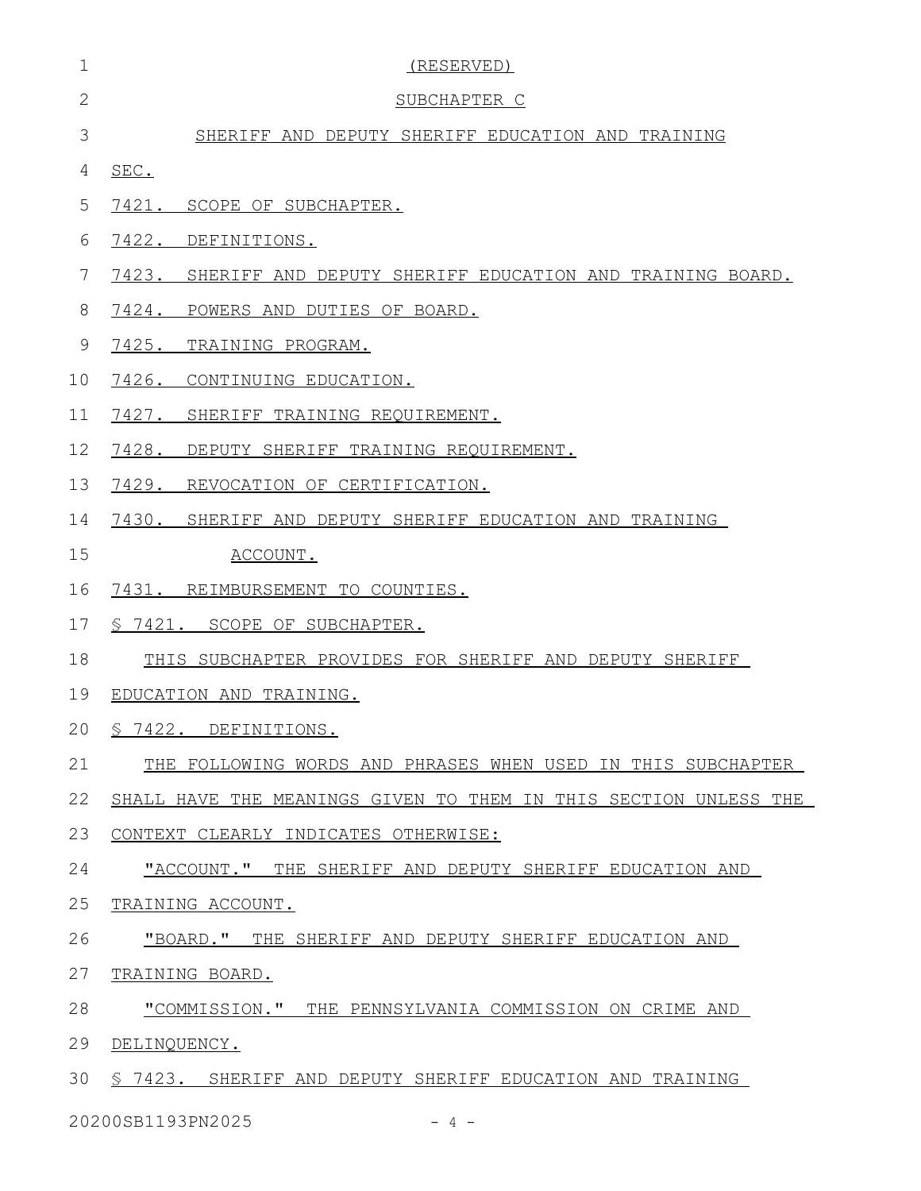(RESERVED)

SUBCHAPTER C

SHERIFF AND DEPUTY SHERIFF EDUCATION AND TRAINING

SEC.

7421. SCOPE OF SUBCHAPTER.

7422. DEFINITIONS.

7423. SHERIFF AND DEPUTY SHERIFF EDUCATION AND TRAINING BOARD.

7424. POWERS AND DUTIES OF BOARD.

7425. TRAINING PROGRAM.

7426. CONTINUING EDUCATION.

7427. SHERIFF TRAINING REQUIREMENT.

7428. DEPUTY SHERIFF TRAINING REQUIREMENT.

7429. REVOCATION OF CERTIFICATION.

7430. SHERIFF AND DEPUTY SHERIFF EDUCATION AND TRAINING ACCOUNT.

7431. REIMBURSEMENT TO COUNTIES.

§ 7421. SCOPE OF SUBCHAPTER.

THIS SUBCHAPTER PROVIDES FOR SHERIFF AND DEPUTY SHERIFF EDUCATION AND TRAINING.

§ 7422. DEFINITIONS.

THE FOLLOWING WORDS AND PHRASES WHEN USED IN THIS SUBCHAPTER SHALL HAVE THE MEANINGS GIVEN TO THEM IN THIS SECTION UNLESS THE CONTEXT CLEARLY INDICATES OTHERWISE:

"ACCOUNT." THE SHERIFF AND DEPUTY SHERIFF EDUCATION AND TRAINING ACCOUNT.

"BOARD." THE SHERIFF AND DEPUTY SHERIFF EDUCATION AND TRAINING BOARD.

"COMMISSION." THE PENNSYLVANIA COMMISSION ON CRIME AND DELINQUENCY.

§ 7423. SHERIFF AND DEPUTY SHERIFF EDUCATION AND TRAINING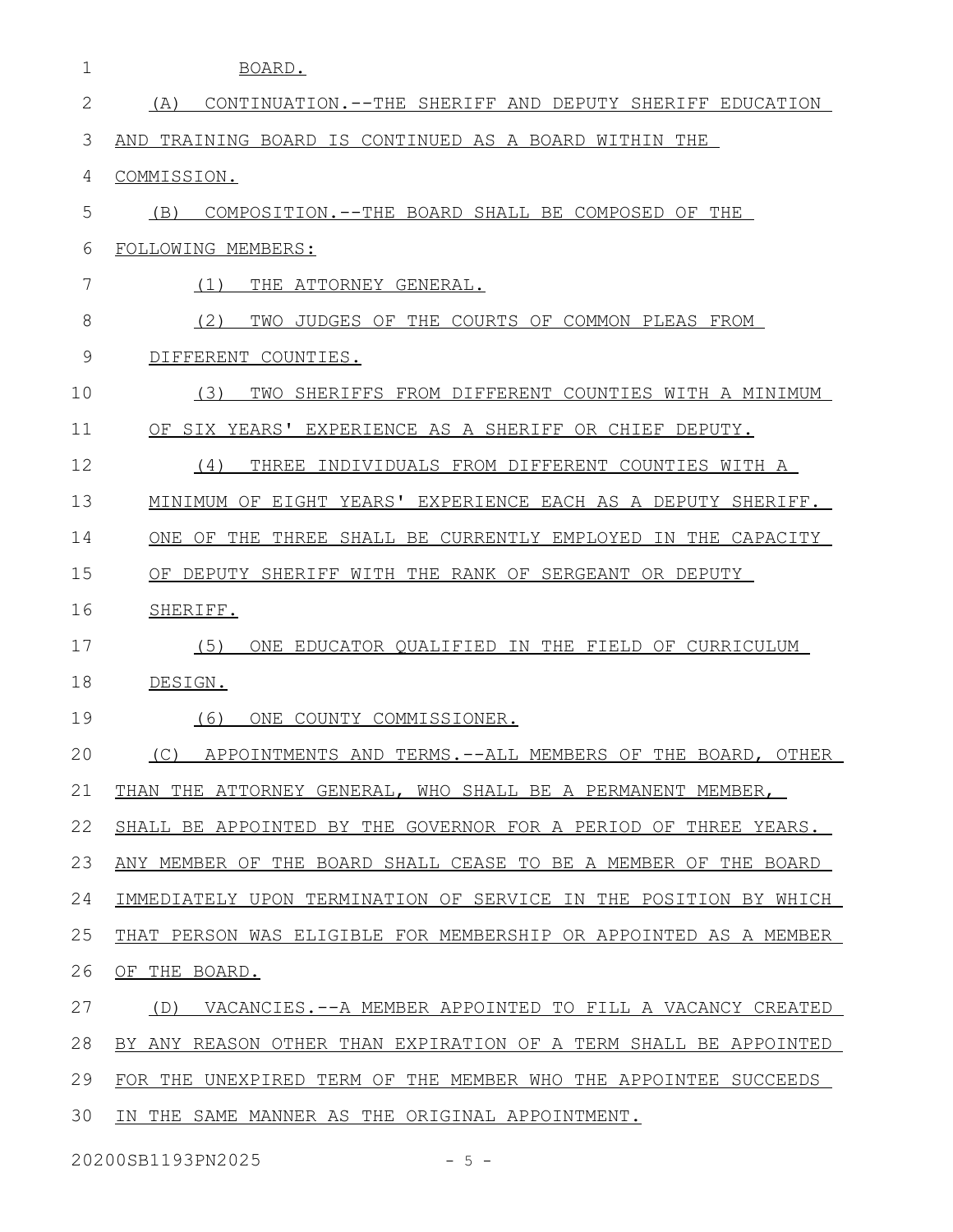BOARD.

(A) CONTINUATION.--THE SHERIFF AND DEPUTY SHERIFF EDUCATION AND TRAINING BOARD IS CONTINUED AS A BOARD WITHIN THE COMMISSION.

(B) COMPOSITION.--THE BOARD SHALL BE COMPOSED OF THE FOLLOWING MEMBERS:

(1) THE ATTORNEY GENERAL.

(2) TWO JUDGES OF THE COURTS OF COMMON PLEAS FROM DIFFERENT COUNTIES.

(3) TWO SHERIFFS FROM DIFFERENT COUNTIES WITH A MINIMUM OF SIX YEARS' EXPERIENCE AS A SHERIFF OR CHIEF DEPUTY.

(4) THREE INDIVIDUALS FROM DIFFERENT COUNTIES WITH A MINIMUM OF EIGHT YEARS' EXPERIENCE EACH AS A DEPUTY SHERIFF. ONE OF THE THREE SHALL BE CURRENTLY EMPLOYED IN THE CAPACITY OF DEPUTY SHERIFF WITH THE RANK OF SERGEANT OR DEPUTY SHERIFF.

(5) ONE EDUCATOR QUALIFIED IN THE FIELD OF CURRICULUM DESIGN.

(6) ONE COUNTY COMMISSIONER.

(C) APPOINTMENTS AND TERMS.--ALL MEMBERS OF THE BOARD, OTHER THAN THE ATTORNEY GENERAL, WHO SHALL BE A PERMANENT MEMBER, SHALL BE APPOINTED BY THE GOVERNOR FOR A PERIOD OF THREE YEARS. ANY MEMBER OF THE BOARD SHALL CEASE TO BE A MEMBER OF THE BOARD IMMEDIATELY UPON TERMINATION OF SERVICE IN THE POSITION BY WHICH THAT PERSON WAS ELIGIBLE FOR MEMBERSHIP OR APPOINTED AS A MEMBER OF THE BOARD.

(D) VACANCIES.--A MEMBER APPOINTED TO FILL A VACANCY CREATED BY ANY REASON OTHER THAN EXPIRATION OF A TERM SHALL BE APPOINTED FOR THE UNEXPIRED TERM OF THE MEMBER WHO THE APPOINTEE SUCCEEDS IN THE SAME MANNER AS THE ORIGINAL APPOINTMENT.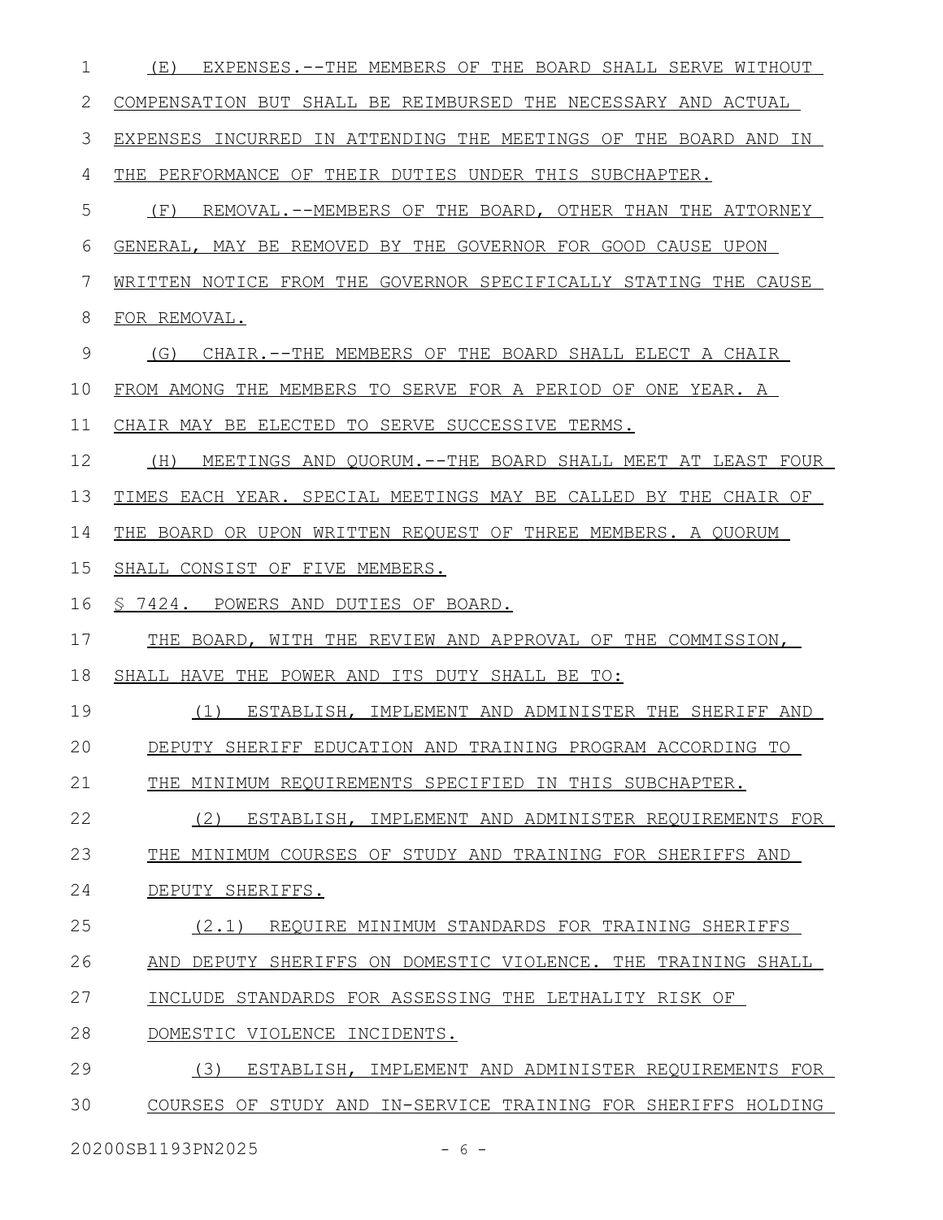(E) EXPENSES.--THE MEMBERS OF THE BOARD SHALL SERVE WITHOUT COMPENSATION BUT SHALL BE REIMBURSED THE NECESSARY AND ACTUAL EXPENSES INCURRED IN ATTENDING THE MEETINGS OF THE BOARD AND IN THE PERFORMANCE OF THEIR DUTIES UNDER THIS SUBCHAPTER.

(F) REMOVAL.--MEMBERS OF THE BOARD, OTHER THAN THE ATTORNEY GENERAL, MAY BE REMOVED BY THE GOVERNOR FOR GOOD CAUSE UPON WRITTEN NOTICE FROM THE GOVERNOR SPECIFICALLY STATING THE CAUSE FOR REMOVAL.

(G) CHAIR.--THE MEMBERS OF THE BOARD SHALL ELECT A CHAIR FROM AMONG THE MEMBERS TO SERVE FOR A PERIOD OF ONE YEAR. A CHAIR MAY BE ELECTED TO SERVE SUCCESSIVE TERMS.

(H) MEETINGS AND QUORUM.--THE BOARD SHALL MEET AT LEAST FOUR TIMES EACH YEAR. SPECIAL MEETINGS MAY BE CALLED BY THE CHAIR OF THE BOARD OR UPON WRITTEN REQUEST OF THREE MEMBERS. A QUORUM SHALL CONSIST OF FIVE MEMBERS.

§ 7424. POWERS AND DUTIES OF BOARD.

THE BOARD, WITH THE REVIEW AND APPROVAL OF THE COMMISSION, SHALL HAVE THE POWER AND ITS DUTY SHALL BE TO:

(1) ESTABLISH, IMPLEMENT AND ADMINISTER THE SHERIFF AND DEPUTY SHERIFF EDUCATION AND TRAINING PROGRAM ACCORDING TO THE MINIMUM REQUIREMENTS SPECIFIED IN THIS SUBCHAPTER.

(2) ESTABLISH, IMPLEMENT AND ADMINISTER REQUIREMENTS FOR THE MINIMUM COURSES OF STUDY AND TRAINING FOR SHERIFFS AND DEPUTY SHERIFFS.

(2.1) REQUIRE MINIMUM STANDARDS FOR TRAINING SHERIFFS AND DEPUTY SHERIFFS ON DOMESTIC VIOLENCE. THE TRAINING SHALL INCLUDE STANDARDS FOR ASSESSING THE LETHALITY RISK OF DOMESTIC VIOLENCE INCIDENTS.

(3) ESTABLISH, IMPLEMENT AND ADMINISTER REQUIREMENTS FOR COURSES OF STUDY AND IN-SERVICE TRAINING FOR SHERIFFS HOLDING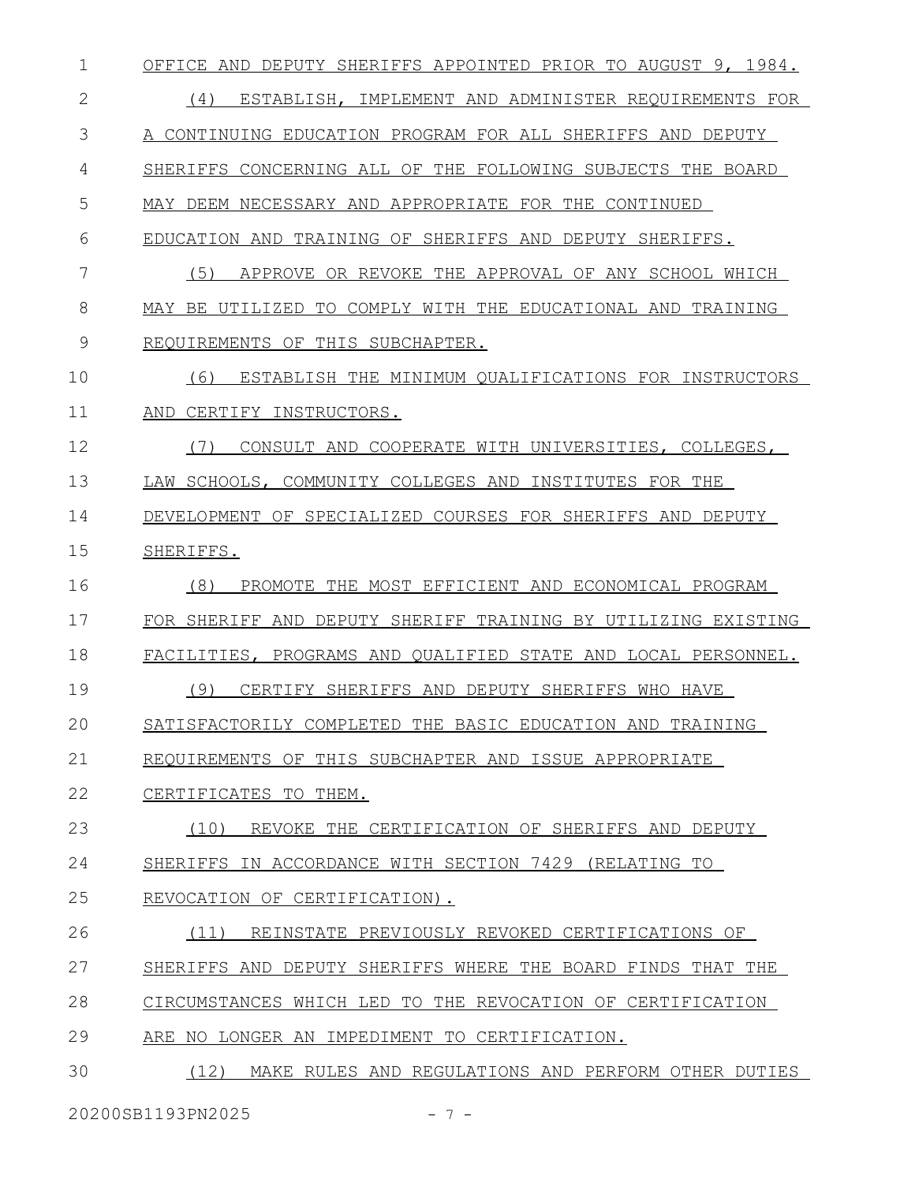OFFICE AND DEPUTY SHERIFFS APPOINTED PRIOR TO AUGUST 9, 1984.

(4) ESTABLISH, IMPLEMENT AND ADMINISTER REQUIREMENTS FOR A CONTINUING EDUCATION PROGRAM FOR ALL SHERIFFS AND DEPUTY SHERIFFS CONCERNING ALL OF THE FOLLOWING SUBJECTS THE BOARD MAY DEEM NECESSARY AND APPROPRIATE FOR THE CONTINUED EDUCATION AND TRAINING OF SHERIFFS AND DEPUTY SHERIFFS.

(5) APPROVE OR REVOKE THE APPROVAL OF ANY SCHOOL WHICH MAY BE UTILIZED TO COMPLY WITH THE EDUCATIONAL AND TRAINING REQUIREMENTS OF THIS SUBCHAPTER.

(6) ESTABLISH THE MINIMUM QUALIFICATIONS FOR INSTRUCTORS AND CERTIFY INSTRUCTORS.

(7) CONSULT AND COOPERATE WITH UNIVERSITIES, COLLEGES, LAW SCHOOLS, COMMUNITY COLLEGES AND INSTITUTES FOR THE DEVELOPMENT OF SPECIALIZED COURSES FOR SHERIFFS AND DEPUTY SHERIFFS.

(8) PROMOTE THE MOST EFFICIENT AND ECONOMICAL PROGRAM FOR SHERIFF AND DEPUTY SHERIFF TRAINING BY UTILIZING EXISTING FACILITIES, PROGRAMS AND QUALIFIED STATE AND LOCAL PERSONNEL.

(9) CERTIFY SHERIFFS AND DEPUTY SHERIFFS WHO HAVE SATISFACTORILY COMPLETED THE BASIC EDUCATION AND TRAINING REQUIREMENTS OF THIS SUBCHAPTER AND ISSUE APPROPRIATE CERTIFICATES TO THEM.

(10) REVOKE THE CERTIFICATION OF SHERIFFS AND DEPUTY SHERIFFS IN ACCORDANCE WITH SECTION 7429 (RELATING TO REVOCATION OF CERTIFICATION).

(11) REINSTATE PREVIOUSLY REVOKED CERTIFICATIONS OF SHERIFFS AND DEPUTY SHERIFFS WHERE THE BOARD FINDS THAT THE CIRCUMSTANCES WHICH LED TO THE REVOCATION OF CERTIFICATION ARE NO LONGER AN IMPEDIMENT TO CERTIFICATION.

(12) MAKE RULES AND REGULATIONS AND PERFORM OTHER DUTIES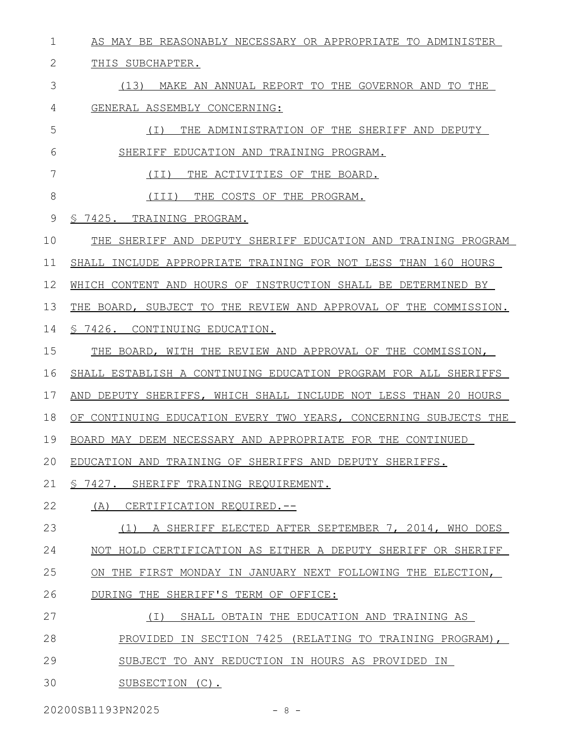AS MAY BE REASONABLY NECESSARY OR APPROPRIATE TO ADMINISTER THIS SUBCHAPTER.

(13) MAKE AN ANNUAL REPORT TO THE GOVERNOR AND TO THE GENERAL ASSEMBLY CONCERNING:

(I) THE ADMINISTRATION OF THE SHERIFF AND DEPUTY SHERIFF EDUCATION AND TRAINING PROGRAM.

(II) THE ACTIVITIES OF THE BOARD.

(III) THE COSTS OF THE PROGRAM.

§ 7425. TRAINING PROGRAM.

THE SHERIFF AND DEPUTY SHERIFF EDUCATION AND TRAINING PROGRAM SHALL INCLUDE APPROPRIATE TRAINING FOR NOT LESS THAN 160 HOURS WHICH CONTENT AND HOURS OF INSTRUCTION SHALL BE DETERMINED BY THE BOARD, SUBJECT TO THE REVIEW AND APPROVAL OF THE COMMISSION.

§ 7426. CONTINUING EDUCATION.

THE BOARD, WITH THE REVIEW AND APPROVAL OF THE COMMISSION, SHALL ESTABLISH A CONTINUING EDUCATION PROGRAM FOR ALL SHERIFFS AND DEPUTY SHERIFFS, WHICH SHALL INCLUDE NOT LESS THAN 20 HOURS OF CONTINUING EDUCATION EVERY TWO YEARS, CONCERNING SUBJECTS THE BOARD MAY DEEM NECESSARY AND APPROPRIATE FOR THE CONTINUED EDUCATION AND TRAINING OF SHERIFFS AND DEPUTY SHERIFFS.

§ 7427. SHERIFF TRAINING REQUIREMENT.

(A) CERTIFICATION REQUIRED.--

(1) A SHERIFF ELECTED AFTER SEPTEMBER 7, 2014, WHO DOES NOT HOLD CERTIFICATION AS EITHER A DEPUTY SHERIFF OR SHERIFF ON THE FIRST MONDAY IN JANUARY NEXT FOLLOWING THE ELECTION, DURING THE SHERIFF'S TERM OF OFFICE:

(I) SHALL OBTAIN THE EDUCATION AND TRAINING AS PROVIDED IN SECTION 7425 (RELATING TO TRAINING PROGRAM), SUBJECT TO ANY REDUCTION IN HOURS AS PROVIDED IN SUBSECTION (C).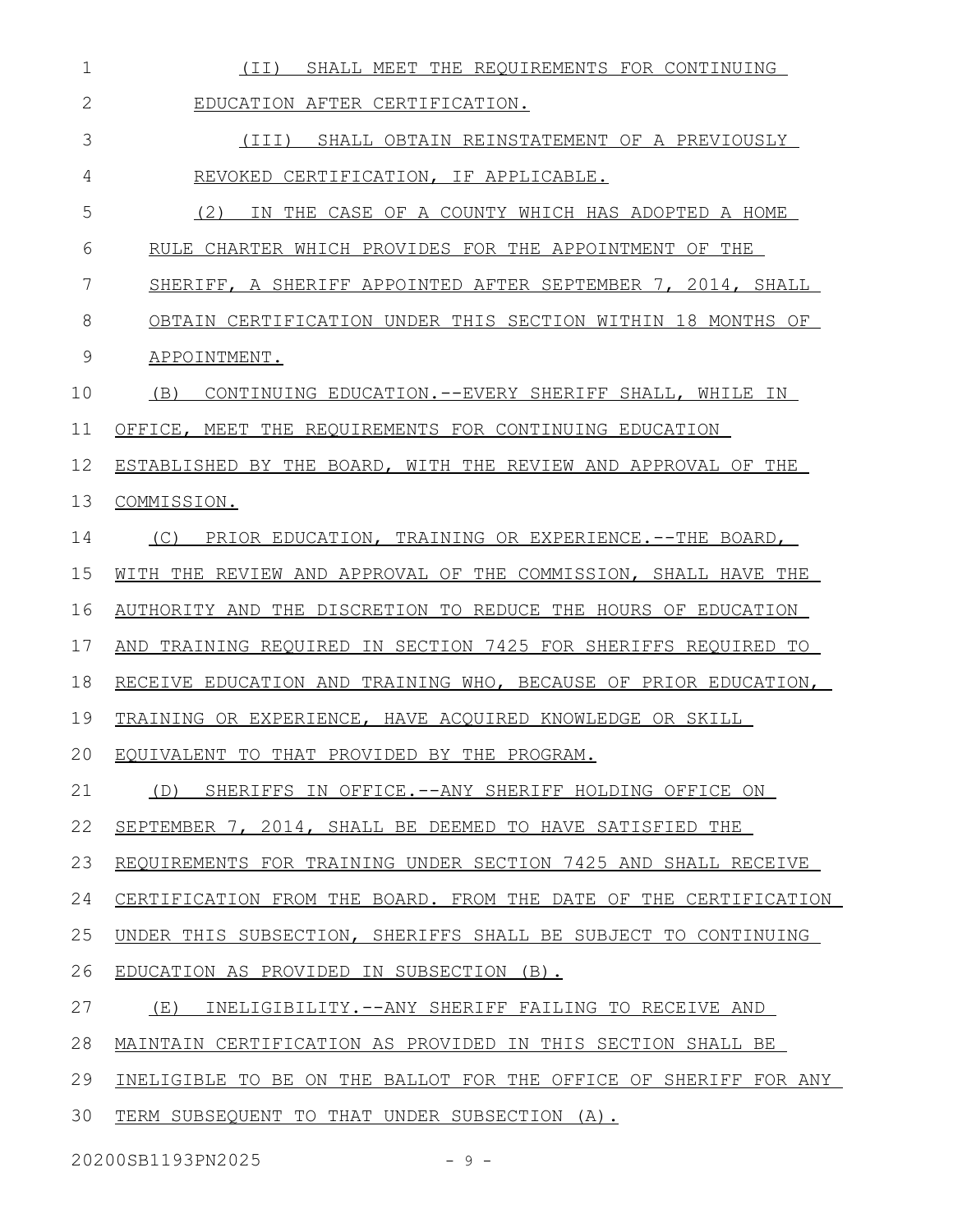(II) SHALL MEET THE REQUIREMENTS FOR CONTINUING EDUCATION AFTER CERTIFICATION.

(III) SHALL OBTAIN REINSTATEMENT OF A PREVIOUSLY REVOKED CERTIFICATION, IF APPLICABLE.

(2) IN THE CASE OF A COUNTY WHICH HAS ADOPTED A HOME RULE CHARTER WHICH PROVIDES FOR THE APPOINTMENT OF THE SHERIFF, A SHERIFF APPOINTED AFTER SEPTEMBER 7, 2014, SHALL OBTAIN CERTIFICATION UNDER THIS SECTION WITHIN 18 MONTHS OF APPOINTMENT.

(B) CONTINUING EDUCATION.--EVERY SHERIFF SHALL, WHILE IN OFFICE, MEET THE REQUIREMENTS FOR CONTINUING EDUCATION ESTABLISHED BY THE BOARD, WITH THE REVIEW AND APPROVAL OF THE COMMISSION.

(C) PRIOR EDUCATION, TRAINING OR EXPERIENCE.--THE BOARD, WITH THE REVIEW AND APPROVAL OF THE COMMISSION, SHALL HAVE THE AUTHORITY AND THE DISCRETION TO REDUCE THE HOURS OF EDUCATION AND TRAINING REQUIRED IN SECTION 7425 FOR SHERIFFS REQUIRED TO RECEIVE EDUCATION AND TRAINING WHO, BECAUSE OF PRIOR EDUCATION, TRAINING OR EXPERIENCE, HAVE ACQUIRED KNOWLEDGE OR SKILL EQUIVALENT TO THAT PROVIDED BY THE PROGRAM.

(D) SHERIFFS IN OFFICE.--ANY SHERIFF HOLDING OFFICE ON SEPTEMBER 7, 2014, SHALL BE DEEMED TO HAVE SATISFIED THE REQUIREMENTS FOR TRAINING UNDER SECTION 7425 AND SHALL RECEIVE CERTIFICATION FROM THE BOARD. FROM THE DATE OF THE CERTIFICATION UNDER THIS SUBSECTION, SHERIFFS SHALL BE SUBJECT TO CONTINUING EDUCATION AS PROVIDED IN SUBSECTION (B).

(E) INELIGIBILITY.--ANY SHERIFF FAILING TO RECEIVE AND MAINTAIN CERTIFICATION AS PROVIDED IN THIS SECTION SHALL BE INELIGIBLE TO BE ON THE BALLOT FOR THE OFFICE OF SHERIFF FOR ANY TERM SUBSEQUENT TO THAT UNDER SUBSECTION (A).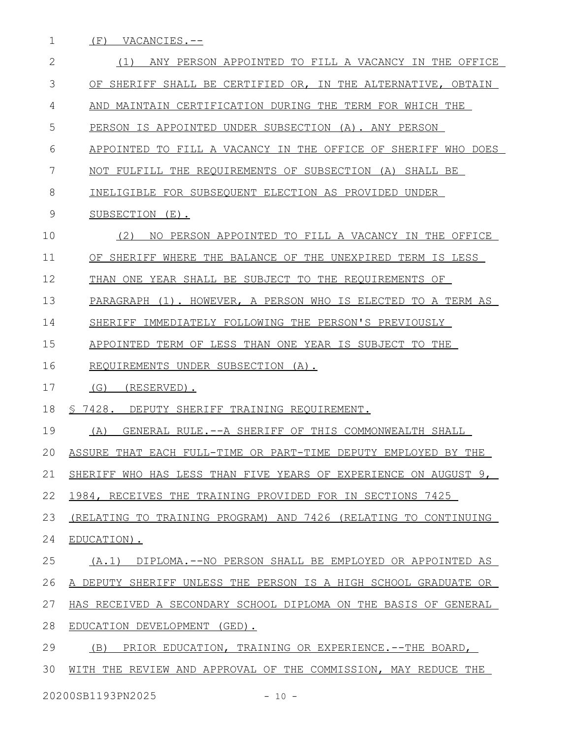(F) VACANCIES.--

(1) ANY PERSON APPOINTED TO FILL A VACANCY IN THE OFFICE OF SHERIFF SHALL BE CERTIFIED OR, IN THE ALTERNATIVE, OBTAIN AND MAINTAIN CERTIFICATION DURING THE TERM FOR WHICH THE PERSON IS APPOINTED UNDER SUBSECTION (A). ANY PERSON APPOINTED TO FILL A VACANCY IN THE OFFICE OF SHERIFF WHO DOES NOT FULFILL THE REQUIREMENTS OF SUBSECTION (A) SHALL BE INELIGIBLE FOR SUBSEQUENT ELECTION AS PROVIDED UNDER SUBSECTION (E).

(2) NO PERSON APPOINTED TO FILL A VACANCY IN THE OFFICE OF SHERIFF WHERE THE BALANCE OF THE UNEXPIRED TERM IS LESS THAN ONE YEAR SHALL BE SUBJECT TO THE REQUIREMENTS OF PARAGRAPH (1). HOWEVER, A PERSON WHO IS ELECTED TO A TERM AS SHERIFF IMMEDIATELY FOLLOWING THE PERSON'S PREVIOUSLY APPOINTED TERM OF LESS THAN ONE YEAR IS SUBJECT TO THE REQUIREMENTS UNDER SUBSECTION (A).

(G) (RESERVED).

§ 7428. DEPUTY SHERIFF TRAINING REQUIREMENT.

(A) GENERAL RULE.--A SHERIFF OF THIS COMMONWEALTH SHALL ASSURE THAT EACH FULL-TIME OR PART-TIME DEPUTY EMPLOYED BY THE SHERIFF WHO HAS LESS THAN FIVE YEARS OF EXPERIENCE ON AUGUST 9, 1984, RECEIVES THE TRAINING PROVIDED FOR IN SECTIONS 7425 (RELATING TO TRAINING PROGRAM) AND 7426 (RELATING TO CONTINUING EDUCATION).

(A.1) DIPLOMA.--NO PERSON SHALL BE EMPLOYED OR APPOINTED AS A DEPUTY SHERIFF UNLESS THE PERSON IS A HIGH SCHOOL GRADUATE OR HAS RECEIVED A SECONDARY SCHOOL DIPLOMA ON THE BASIS OF GENERAL EDUCATION DEVELOPMENT (GED).

(B) PRIOR EDUCATION, TRAINING OR EXPERIENCE.--THE BOARD, WITH THE REVIEW AND APPROVAL OF THE COMMISSION, MAY REDUCE THE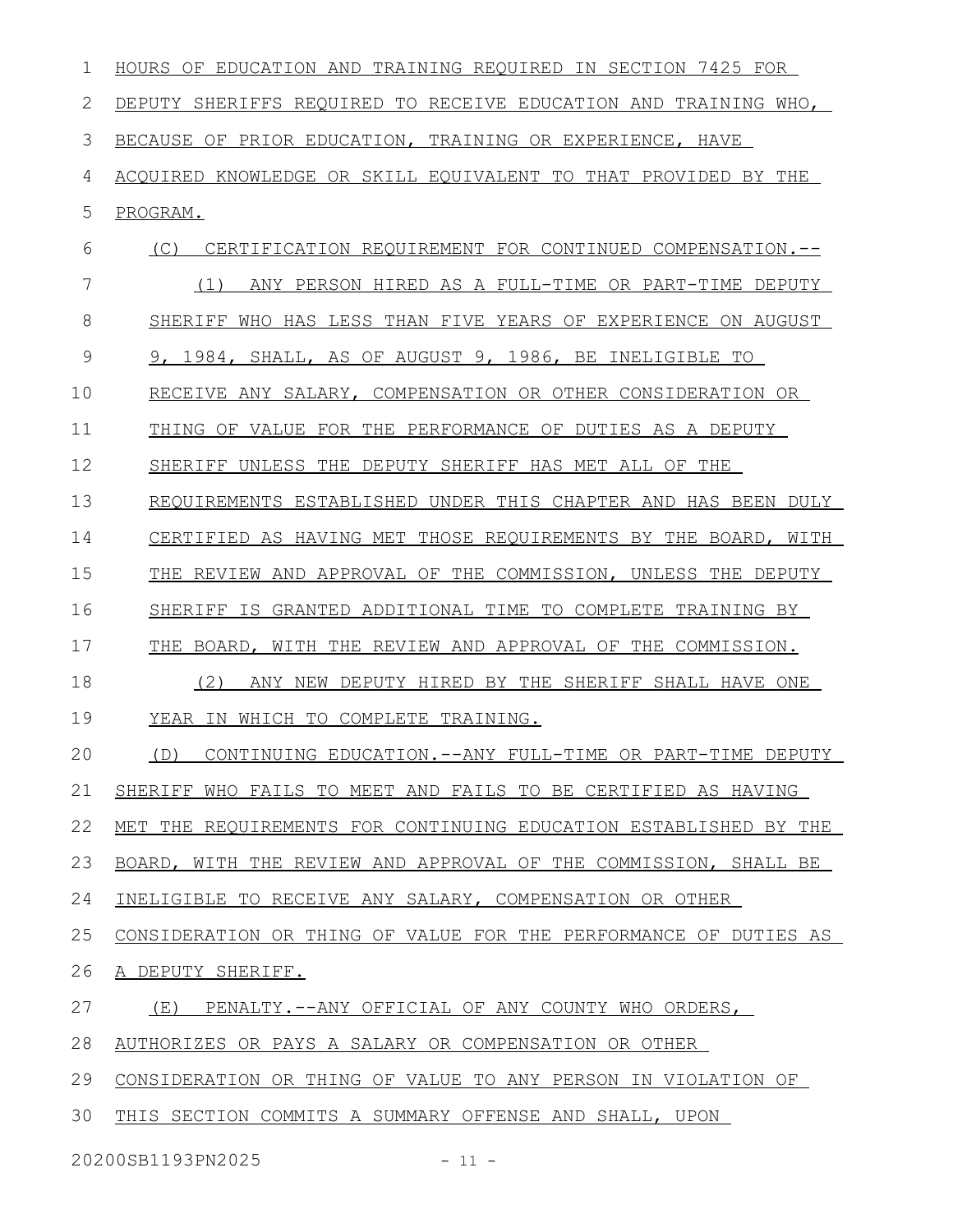HOURS OF EDUCATION AND TRAINING REQUIRED IN SECTION 7425 FOR DEPUTY SHERIFFS REQUIRED TO RECEIVE EDUCATION AND TRAINING WHO, BECAUSE OF PRIOR EDUCATION, TRAINING OR EXPERIENCE, HAVE ACQUIRED KNOWLEDGE OR SKILL EQUIVALENT TO THAT PROVIDED BY THE PROGRAM.

(C) CERTIFICATION REQUIREMENT FOR CONTINUED COMPENSATION.--

(1) ANY PERSON HIRED AS A FULL-TIME OR PART-TIME DEPUTY SHERIFF WHO HAS LESS THAN FIVE YEARS OF EXPERIENCE ON AUGUST 9, 1984, SHALL, AS OF AUGUST 9, 1986, BE INELIGIBLE TO RECEIVE ANY SALARY, COMPENSATION OR OTHER CONSIDERATION OR THING OF VALUE FOR THE PERFORMANCE OF DUTIES AS A DEPUTY SHERIFF UNLESS THE DEPUTY SHERIFF HAS MET ALL OF THE REQUIREMENTS ESTABLISHED UNDER THIS CHAPTER AND HAS BEEN DULY CERTIFIED AS HAVING MET THOSE REQUIREMENTS BY THE BOARD, WITH THE REVIEW AND APPROVAL OF THE COMMISSION, UNLESS THE DEPUTY SHERIFF IS GRANTED ADDITIONAL TIME TO COMPLETE TRAINING BY THE BOARD, WITH THE REVIEW AND APPROVAL OF THE COMMISSION.

(2) ANY NEW DEPUTY HIRED BY THE SHERIFF SHALL HAVE ONE YEAR IN WHICH TO COMPLETE TRAINING.

(D) CONTINUING EDUCATION.--ANY FULL-TIME OR PART-TIME DEPUTY SHERIFF WHO FAILS TO MEET AND FAILS TO BE CERTIFIED AS HAVING MET THE REQUIREMENTS FOR CONTINUING EDUCATION ESTABLISHED BY THE BOARD, WITH THE REVIEW AND APPROVAL OF THE COMMISSION, SHALL BE INELIGIBLE TO RECEIVE ANY SALARY, COMPENSATION OR OTHER CONSIDERATION OR THING OF VALUE FOR THE PERFORMANCE OF DUTIES AS A DEPUTY SHERIFF.

(E) PENALTY.--ANY OFFICIAL OF ANY COUNTY WHO ORDERS, AUTHORIZES OR PAYS A SALARY OR COMPENSATION OR OTHER CONSIDERATION OR THING OF VALUE TO ANY PERSON IN VIOLATION OF THIS SECTION COMMITS A SUMMARY OFFENSE AND SHALL, UPON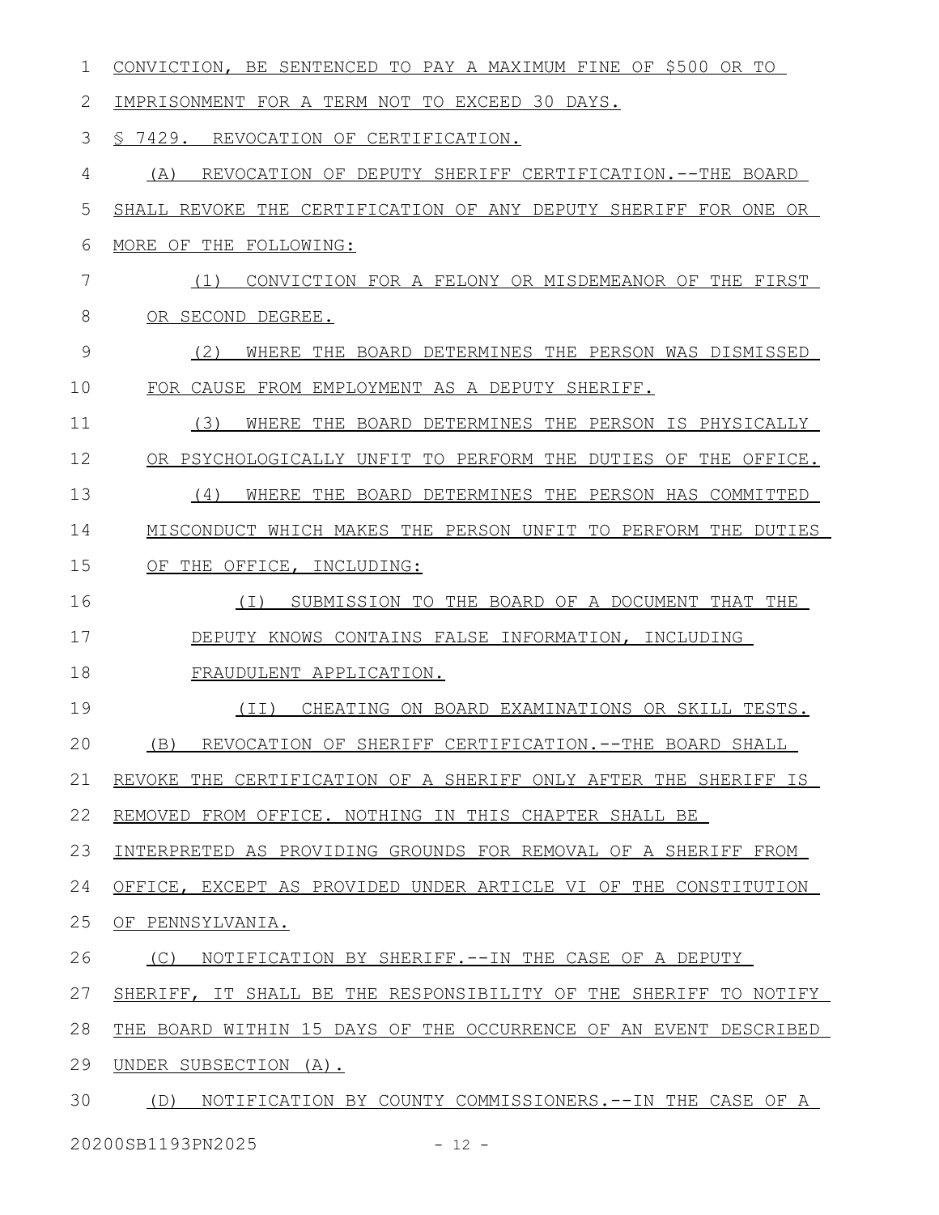CONVICTION, BE SENTENCED TO PAY A MAXIMUM FINE OF $500 OR TO IMPRISONMENT FOR A TERM NOT TO EXCEED 30 DAYS.

§ 7429. REVOCATION OF CERTIFICATION.

(A) REVOCATION OF DEPUTY SHERIFF CERTIFICATION.--THE BOARD SHALL REVOKE THE CERTIFICATION OF ANY DEPUTY SHERIFF FOR ONE OR MORE OF THE FOLLOWING:

(1) CONVICTION FOR A FELONY OR MISDEMEANOR OF THE FIRST OR SECOND DEGREE.

(2) WHERE THE BOARD DETERMINES THE PERSON WAS DISMISSED FOR CAUSE FROM EMPLOYMENT AS A DEPUTY SHERIFF.

(3) WHERE THE BOARD DETERMINES THE PERSON IS PHYSICALLY OR PSYCHOLOGICALLY UNFIT TO PERFORM THE DUTIES OF THE OFFICE.

(4) WHERE THE BOARD DETERMINES THE PERSON HAS COMMITTED MISCONDUCT WHICH MAKES THE PERSON UNFIT TO PERFORM THE DUTIES OF THE OFFICE, INCLUDING:

(I) SUBMISSION TO THE BOARD OF A DOCUMENT THAT THE DEPUTY KNOWS CONTAINS FALSE INFORMATION, INCLUDING FRAUDULENT APPLICATION.

(II) CHEATING ON BOARD EXAMINATIONS OR SKILL TESTS.

(B) REVOCATION OF SHERIFF CERTIFICATION.--THE BOARD SHALL REVOKE THE CERTIFICATION OF A SHERIFF ONLY AFTER THE SHERIFF IS REMOVED FROM OFFICE. NOTHING IN THIS CHAPTER SHALL BE INTERPRETED AS PROVIDING GROUNDS FOR REMOVAL OF A SHERIFF FROM OFFICE, EXCEPT AS PROVIDED UNDER ARTICLE VI OF THE CONSTITUTION OF PENNSYLVANIA.

(C) NOTIFICATION BY SHERIFF.--IN THE CASE OF A DEPUTY SHERIFF, IT SHALL BE THE RESPONSIBILITY OF THE SHERIFF TO NOTIFY THE BOARD WITHIN 15 DAYS OF THE OCCURRENCE OF AN EVENT DESCRIBED UNDER SUBSECTION (A).

(D) NOTIFICATION BY COUNTY COMMISSIONERS.--IN THE CASE OF A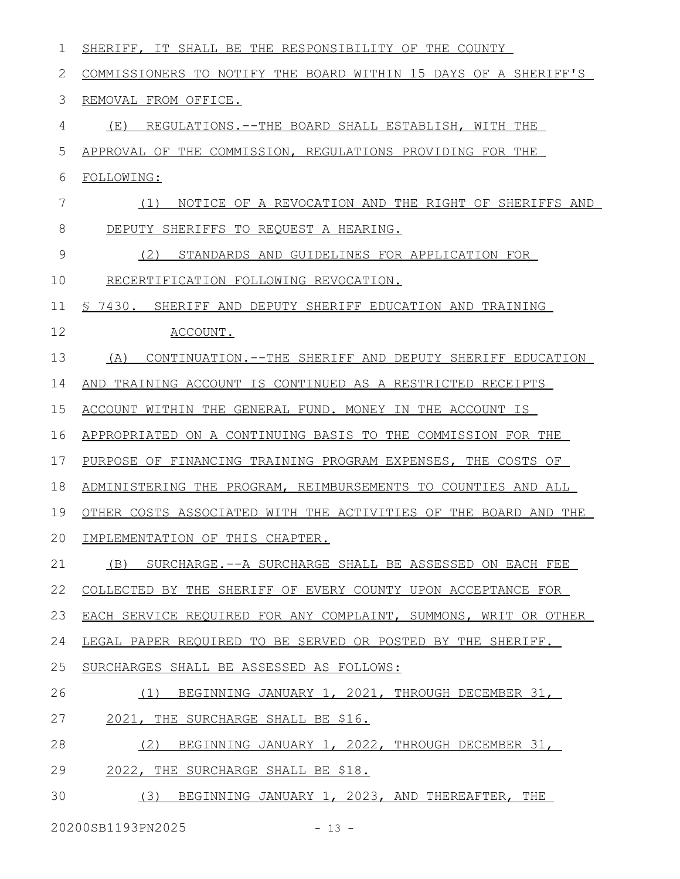SHERIFF, IT SHALL BE THE RESPONSIBILITY OF THE COUNTY COMMISSIONERS TO NOTIFY THE BOARD WITHIN 15 DAYS OF A SHERIFF'S REMOVAL FROM OFFICE.

(E) REGULATIONS.--THE BOARD SHALL ESTABLISH, WITH THE APPROVAL OF THE COMMISSION, REGULATIONS PROVIDING FOR THE FOLLOWING:

(1) NOTICE OF A REVOCATION AND THE RIGHT OF SHERIFFS AND DEPUTY SHERIFFS TO REQUEST A HEARING.

(2) STANDARDS AND GUIDELINES FOR APPLICATION FOR RECERTIFICATION FOLLOWING REVOCATION.

§ 7430. SHERIFF AND DEPUTY SHERIFF EDUCATION AND TRAINING ACCOUNT.

(A) CONTINUATION.--THE SHERIFF AND DEPUTY SHERIFF EDUCATION AND TRAINING ACCOUNT IS CONTINUED AS A RESTRICTED RECEIPTS ACCOUNT WITHIN THE GENERAL FUND. MONEY IN THE ACCOUNT IS APPROPRIATED ON A CONTINUING BASIS TO THE COMMISSION FOR THE PURPOSE OF FINANCING TRAINING PROGRAM EXPENSES, THE COSTS OF ADMINISTERING THE PROGRAM, REIMBURSEMENTS TO COUNTIES AND ALL OTHER COSTS ASSOCIATED WITH THE ACTIVITIES OF THE BOARD AND THE IMPLEMENTATION OF THIS CHAPTER.

(B) SURCHARGE.--A SURCHARGE SHALL BE ASSESSED ON EACH FEE COLLECTED BY THE SHERIFF OF EVERY COUNTY UPON ACCEPTANCE FOR EACH SERVICE REQUIRED FOR ANY COMPLAINT, SUMMONS, WRIT OR OTHER LEGAL PAPER REQUIRED TO BE SERVED OR POSTED BY THE SHERIFF. SURCHARGES SHALL BE ASSESSED AS FOLLOWS:

(1) BEGINNING JANUARY 1, 2021, THROUGH DECEMBER 31, 2021, THE SURCHARGE SHALL BE $16.

(2) BEGINNING JANUARY 1, 2022, THROUGH DECEMBER 31, 2022, THE SURCHARGE SHALL BE $18.

(3) BEGINNING JANUARY 1, 2023, AND THEREAFTER, THE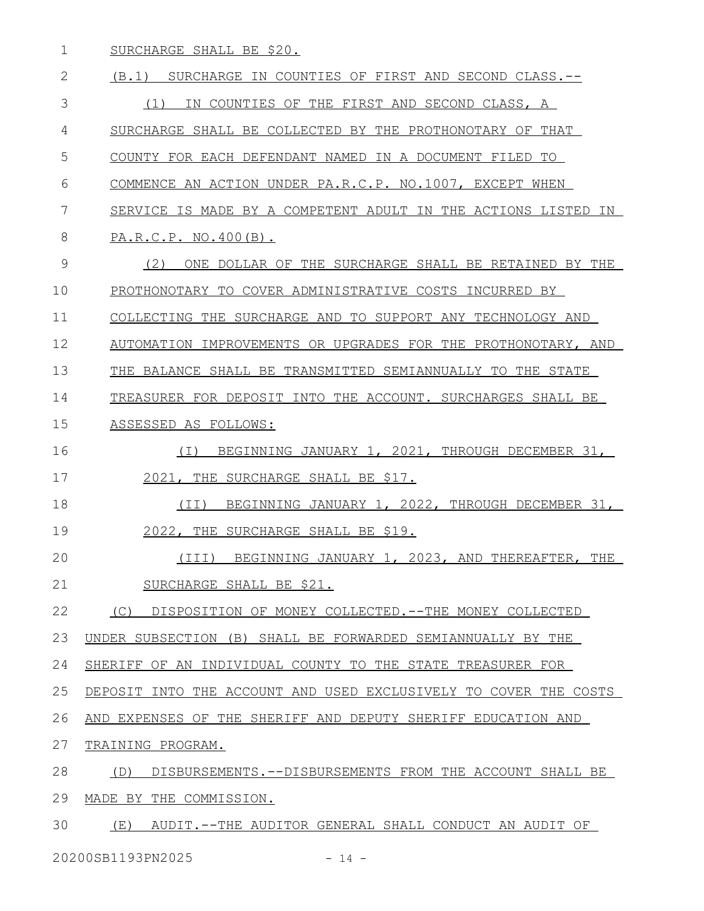SURCHARGE SHALL BE $20.

(B.1) SURCHARGE IN COUNTIES OF FIRST AND SECOND CLASS.--

(1) IN COUNTIES OF THE FIRST AND SECOND CLASS, A SURCHARGE SHALL BE COLLECTED BY THE PROTHONOTARY OF THAT COUNTY FOR EACH DEFENDANT NAMED IN A DOCUMENT FILED TO COMMENCE AN ACTION UNDER PA.R.C.P. NO.1007, EXCEPT WHEN SERVICE IS MADE BY A COMPETENT ADULT IN THE ACTIONS LISTED IN PA.R.C.P. NO.400(B).

(2) ONE DOLLAR OF THE SURCHARGE SHALL BE RETAINED BY THE PROTHONOTARY TO COVER ADMINISTRATIVE COSTS INCURRED BY COLLECTING THE SURCHARGE AND TO SUPPORT ANY TECHNOLOGY AND AUTOMATION IMPROVEMENTS OR UPGRADES FOR THE PROTHONOTARY, AND THE BALANCE SHALL BE TRANSMITTED SEMIANNUALLY TO THE STATE TREASURER FOR DEPOSIT INTO THE ACCOUNT. SURCHARGES SHALL BE ASSESSED AS FOLLOWS:

(I) BEGINNING JANUARY 1, 2021, THROUGH DECEMBER 31, 2021, THE SURCHARGE SHALL BE $17.

(II) BEGINNING JANUARY 1, 2022, THROUGH DECEMBER 31, 2022, THE SURCHARGE SHALL BE $19.

(III) BEGINNING JANUARY 1, 2023, AND THEREAFTER, THE SURCHARGE SHALL BE $21.

(C) DISPOSITION OF MONEY COLLECTED.--THE MONEY COLLECTED UNDER SUBSECTION (B) SHALL BE FORWARDED SEMIANNUALLY BY THE SHERIFF OF AN INDIVIDUAL COUNTY TO THE STATE TREASURER FOR DEPOSIT INTO THE ACCOUNT AND USED EXCLUSIVELY TO COVER THE COSTS AND EXPENSES OF THE SHERIFF AND DEPUTY SHERIFF EDUCATION AND TRAINING PROGRAM.

(D) DISBURSEMENTS.--DISBURSEMENTS FROM THE ACCOUNT SHALL BE MADE BY THE COMMISSION.

(E) AUDIT.--THE AUDITOR GENERAL SHALL CONDUCT AN AUDIT OF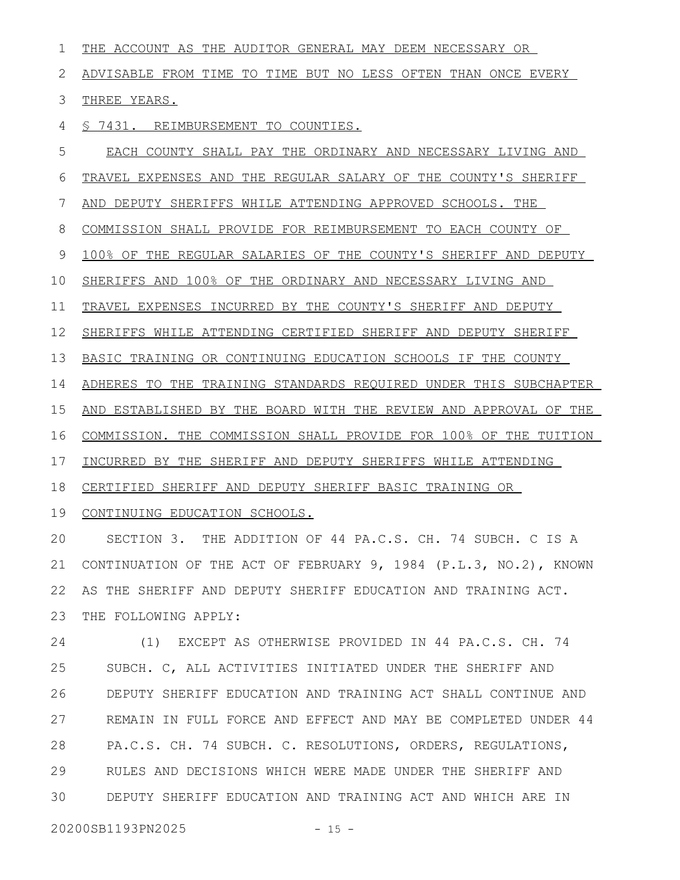THE ACCOUNT AS THE AUDITOR GENERAL MAY DEEM NECESSARY OR ADVISABLE FROM TIME TO TIME BUT NO LESS OFTEN THAN ONCE EVERY THREE YEARS.

§ 7431. REIMBURSEMENT TO COUNTIES.

EACH COUNTY SHALL PAY THE ORDINARY AND NECESSARY LIVING AND TRAVEL EXPENSES AND THE REGULAR SALARY OF THE COUNTY'S SHERIFF AND DEPUTY SHERIFFS WHILE ATTENDING APPROVED SCHOOLS. THE COMMISSION SHALL PROVIDE FOR REIMBURSEMENT TO EACH COUNTY OF 100% OF THE REGULAR SALARIES OF THE COUNTY'S SHERIFF AND DEPUTY SHERIFFS AND 100% OF THE ORDINARY AND NECESSARY LIVING AND TRAVEL EXPENSES INCURRED BY THE COUNTY'S SHERIFF AND DEPUTY SHERIFFS WHILE ATTENDING CERTIFIED SHERIFF AND DEPUTY SHERIFF BASIC TRAINING OR CONTINUING EDUCATION SCHOOLS IF THE COUNTY ADHERES TO THE TRAINING STANDARDS REQUIRED UNDER THIS SUBCHAPTER AND ESTABLISHED BY THE BOARD WITH THE REVIEW AND APPROVAL OF THE COMMISSION. THE COMMISSION SHALL PROVIDE FOR 100% OF THE TUITION INCURRED BY THE SHERIFF AND DEPUTY SHERIFFS WHILE ATTENDING CERTIFIED SHERIFF AND DEPUTY SHERIFF BASIC TRAINING OR CONTINUING EDUCATION SCHOOLS.

SECTION 3. THE ADDITION OF 44 PA.C.S. CH. 74 SUBCH. C IS A CONTINUATION OF THE ACT OF FEBRUARY 9, 1984 (P.L.3, NO.2), KNOWN AS THE SHERIFF AND DEPUTY SHERIFF EDUCATION AND TRAINING ACT. THE FOLLOWING APPLY:

(1) EXCEPT AS OTHERWISE PROVIDED IN 44 PA.C.S. CH. 74 SUBCH. C, ALL ACTIVITIES INITIATED UNDER THE SHERIFF AND DEPUTY SHERIFF EDUCATION AND TRAINING ACT SHALL CONTINUE AND REMAIN IN FULL FORCE AND EFFECT AND MAY BE COMPLETED UNDER 44 PA.C.S. CH. 74 SUBCH. C. RESOLUTIONS, ORDERS, REGULATIONS, RULES AND DECISIONS WHICH WERE MADE UNDER THE SHERIFF AND DEPUTY SHERIFF EDUCATION AND TRAINING ACT AND WHICH ARE IN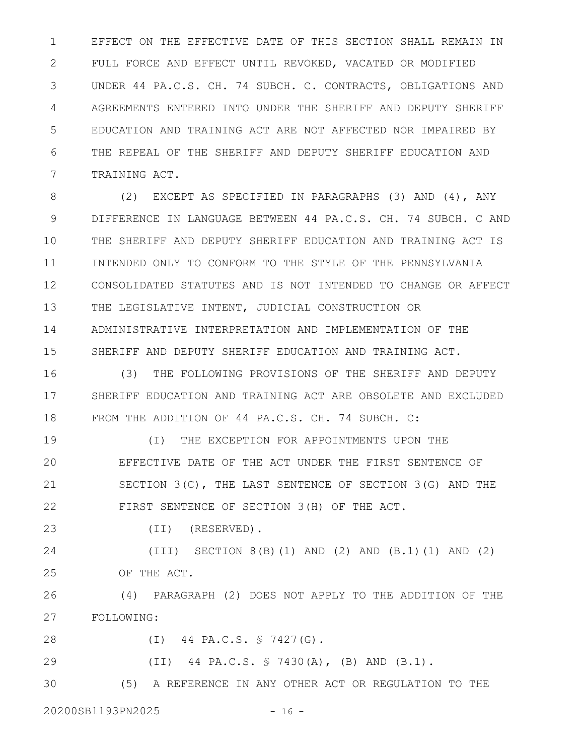EFFECT ON THE EFFECTIVE DATE OF THIS SECTION SHALL REMAIN IN FULL FORCE AND EFFECT UNTIL REVOKED, VACATED OR MODIFIED UNDER 44 PA.C.S. CH. 74 SUBCH. C. CONTRACTS, OBLIGATIONS AND AGREEMENTS ENTERED INTO UNDER THE SHERIFF AND DEPUTY SHERIFF EDUCATION AND TRAINING ACT ARE NOT AFFECTED NOR IMPAIRED BY THE REPEAL OF THE SHERIFF AND DEPUTY SHERIFF EDUCATION AND TRAINING ACT.

(2) EXCEPT AS SPECIFIED IN PARAGRAPHS (3) AND (4), ANY DIFFERENCE IN LANGUAGE BETWEEN 44 PA.C.S. CH. 74 SUBCH. C AND THE SHERIFF AND DEPUTY SHERIFF EDUCATION AND TRAINING ACT IS INTENDED ONLY TO CONFORM TO THE STYLE OF THE PENNSYLVANIA CONSOLIDATED STATUTES AND IS NOT INTENDED TO CHANGE OR AFFECT THE LEGISLATIVE INTENT, JUDICIAL CONSTRUCTION OR ADMINISTRATIVE INTERPRETATION AND IMPLEMENTATION OF THE SHERIFF AND DEPUTY SHERIFF EDUCATION AND TRAINING ACT.

(3) THE FOLLOWING PROVISIONS OF THE SHERIFF AND DEPUTY SHERIFF EDUCATION AND TRAINING ACT ARE OBSOLETE AND EXCLUDED FROM THE ADDITION OF 44 PA.C.S. CH. 74 SUBCH. C:

(I) THE EXCEPTION FOR APPOINTMENTS UPON THE EFFECTIVE DATE OF THE ACT UNDER THE FIRST SENTENCE OF SECTION 3(C), THE LAST SENTENCE OF SECTION 3(G) AND THE FIRST SENTENCE OF SECTION 3(H) OF THE ACT.

(II) (RESERVED).

(III) SECTION 8(B)(1) AND (2) AND (B.1)(1) AND (2) OF THE ACT.

(4) PARAGRAPH (2) DOES NOT APPLY TO THE ADDITION OF THE FOLLOWING:

(I) 44 PA.C.S. § 7427(G).

(II) 44 PA.C.S. § 7430(A), (B) AND (B.1).

(5) A REFERENCE IN ANY OTHER ACT OR REGULATION TO THE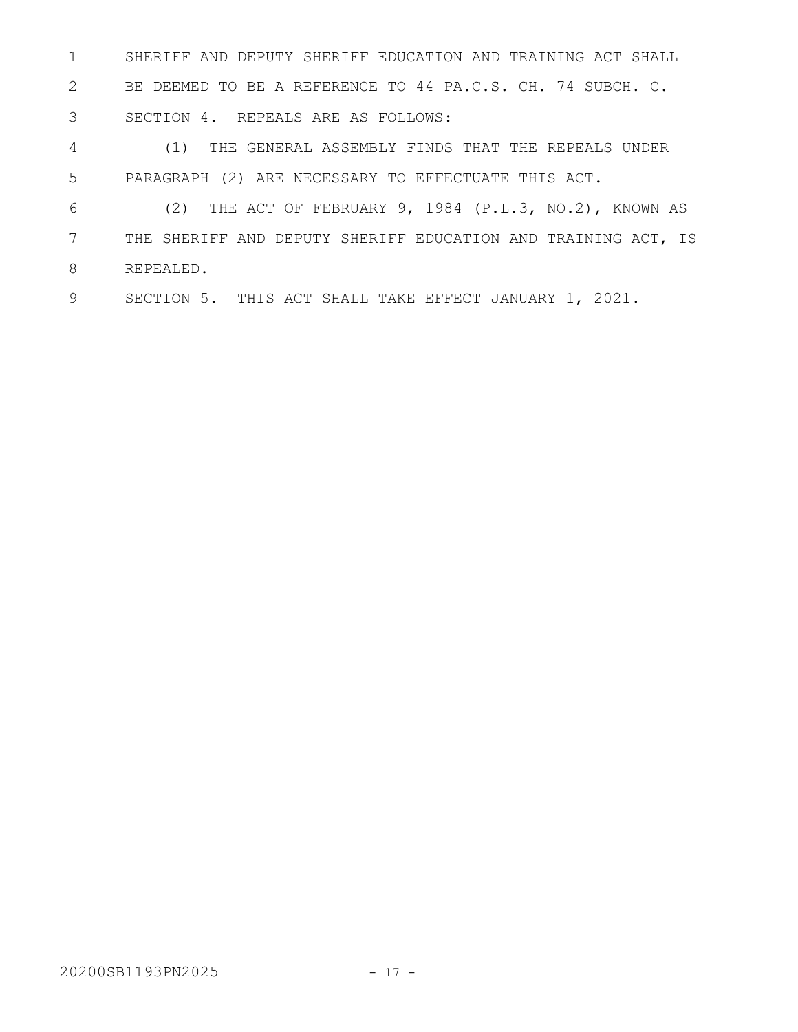SHERIFF AND DEPUTY SHERIFF EDUCATION AND TRAINING ACT SHALL BE DEEMED TO BE A REFERENCE TO 44 PA.C.S. CH. 74 SUBCH. C.

SECTION 4. REPEALS ARE AS FOLLOWS:

(1) THE GENERAL ASSEMBLY FINDS THAT THE REPEALS UNDER PARAGRAPH (2) ARE NECESSARY TO EFFECTUATE THIS ACT.

(2) THE ACT OF FEBRUARY 9, 1984 (P.L.3, NO.2), KNOWN AS THE SHERIFF AND DEPUTY SHERIFF EDUCATION AND TRAINING ACT, IS REPEALED.

SECTION 5. THIS ACT SHALL TAKE EFFECT JANUARY 1, 2021.